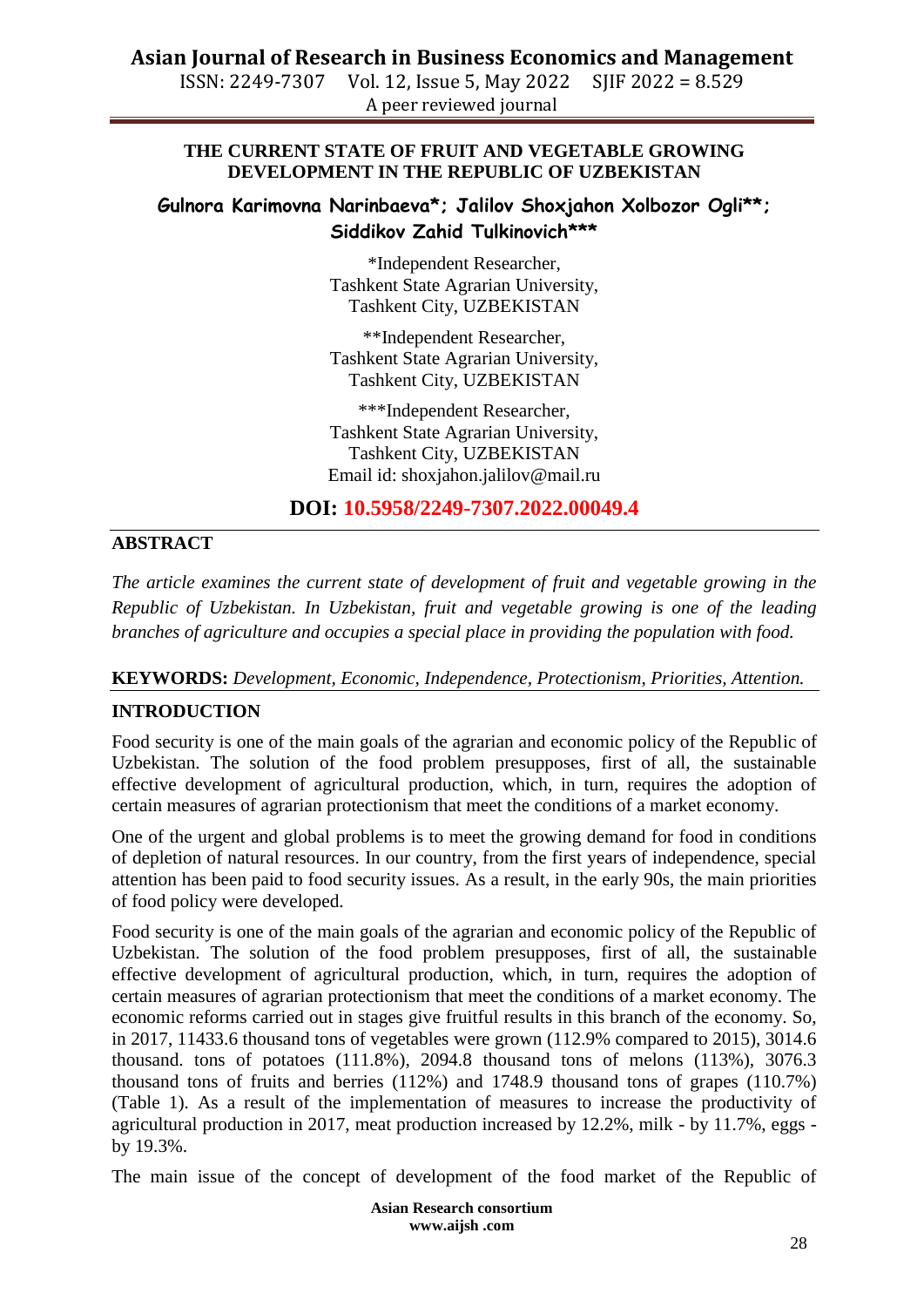# THE CURRENT STATE OF FRUIT AND VEGETABLE GROWING DEVELOPMENT IN THE REPUBLIC OF UZBEKISTAN

**Gulnora Karimovna Narinbaeva*; Jalilov Shoxjahon Xolbozor Ogli**; Siddikov Zahid Tulkinovich*****

*Independent Researcher,
Tashkent State Agrarian University,
Tashkent City, UZBEKISTAN

**Independent Researcher,
Tashkent State Agrarian University,
Tashkent City, UZBEKISTAN

***Independent Researcher,
Tashkent State Agrarian University,
Tashkent City, UZBEKISTAN
Email id: shoxjahon.jalilov@mail.ru

**DOI: 10.5958/2249-7307.2022.00049.4**

## ABSTRACT

*The article examines the current state of development of fruit and vegetable growing in the Republic of Uzbekistan. In Uzbekistan, fruit and vegetable growing is one of the leading branches of agriculture and occupies a special place in providing the population with food.*

**KEYWORDS:** *Development, Economic, Independence, Protectionism, Priorities, Attention.*

## INTRODUCTION

Food security is one of the main goals of the agrarian and economic policy of the Republic of Uzbekistan. The solution of the food problem presupposes, first of all, the sustainable effective development of agricultural production, which, in turn, requires the adoption of certain measures of agrarian protectionism that meet the conditions of a market economy.

One of the urgent and global problems is to meet the growing demand for food in conditions of depletion of natural resources. In our country, from the first years of independence, special attention has been paid to food security issues. As a result, in the early 90s, the main priorities of food policy were developed.

Food security is one of the main goals of the agrarian and economic policy of the Republic of Uzbekistan. The solution of the food problem presupposes, first of all, the sustainable effective development of agricultural production, which, in turn, requires the adoption of certain measures of agrarian protectionism that meet the conditions of a market economy. The economic reforms carried out in stages give fruitful results in this branch of the economy. So, in 2017, 11433.6 thousand tons of vegetables were grown (112.9% compared to 2015), 3014.6 thousand. tons of potatoes (111.8%), 2094.8 thousand tons of melons (113%), 3076.3 thousand tons of fruits and berries (112%) and 1748.9 thousand tons of grapes (110.7%) (Table 1). As a result of the implementation of measures to increase the productivity of agricultural production in 2017, meat production increased by 12.2%, milk - by 11.7%, eggs - by 19.3%.

The main issue of the concept of development of the food market of the Republic of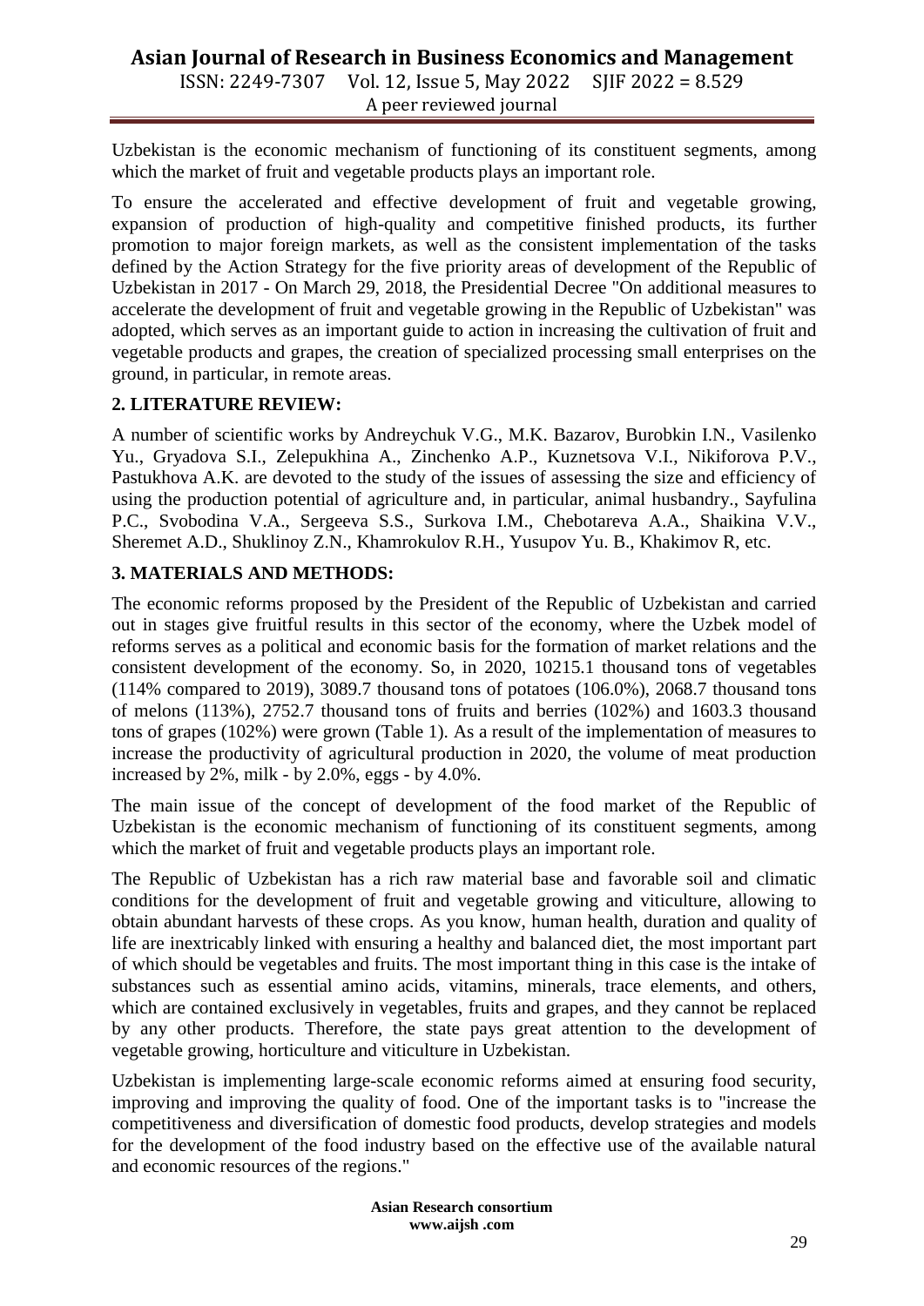Uzbekistan is the economic mechanism of functioning of its constituent segments, among which the market of fruit and vegetable products plays an important role.

To ensure the accelerated and effective development of fruit and vegetable growing, expansion of production of high-quality and competitive finished products, its further promotion to major foreign markets, as well as the consistent implementation of the tasks defined by the Action Strategy for the five priority areas of development of the Republic of Uzbekistan in 2017 - On March 29, 2018, the Presidential Decree "On additional measures to accelerate the development of fruit and vegetable growing in the Republic of Uzbekistan" was adopted, which serves as an important guide to action in increasing the cultivation of fruit and vegetable products and grapes, the creation of specialized processing small enterprises on the ground, in particular, in remote areas.

## 2. LITERATURE REVIEW:

A number of scientific works by Andreychuk V.G., M.K. Bazarov, Burobkin I.N., Vasilenko Yu., Gryadova S.I., Zelepukhina A., Zinchenko A.P., Kuznetsova V.I., Nikiforova P.V., Pastukhova A.K. are devoted to the study of the issues of assessing the size and efficiency of using the production potential of agriculture and, in particular, animal husbandry., Sayfulina P.C., Svobodina V.A., Sergeeva S.S., Surkova I.M., Chebotareva A.A., Shaikina V.V., Sheremet A.D., Shuklinoy Z.N., Khamrokulov R.H., Yusupov Yu. B., Khakimov R, etc.

## 3. MATERIALS AND METHODS:

The economic reforms proposed by the President of the Republic of Uzbekistan and carried out in stages give fruitful results in this sector of the economy, where the Uzbek model of reforms serves as a political and economic basis for the formation of market relations and the consistent development of the economy. So, in 2020, 10215.1 thousand tons of vegetables (114% compared to 2019), 3089.7 thousand tons of potatoes (106.0%), 2068.7 thousand tons of melons (113%), 2752.7 thousand tons of fruits and berries (102%) and 1603.3 thousand tons of grapes (102%) were grown (Table 1). As a result of the implementation of measures to increase the productivity of agricultural production in 2020, the volume of meat production increased by 2%, milk - by 2.0%, eggs - by 4.0%.

The main issue of the concept of development of the food market of the Republic of Uzbekistan is the economic mechanism of functioning of its constituent segments, among which the market of fruit and vegetable products plays an important role.

The Republic of Uzbekistan has a rich raw material base and favorable soil and climatic conditions for the development of fruit and vegetable growing and viticulture, allowing to obtain abundant harvests of these crops. As you know, human health, duration and quality of life are inextricably linked with ensuring a healthy and balanced diet, the most important part of which should be vegetables and fruits. The most important thing in this case is the intake of substances such as essential amino acids, vitamins, minerals, trace elements, and others, which are contained exclusively in vegetables, fruits and grapes, and they cannot be replaced by any other products. Therefore, the state pays great attention to the development of vegetable growing, horticulture and viticulture in Uzbekistan.

Uzbekistan is implementing large-scale economic reforms aimed at ensuring food security, improving and improving the quality of food. One of the important tasks is to "increase the competitiveness and diversification of domestic food products, develop strategies and models for the development of the food industry based on the effective use of the available natural and economic resources of the regions."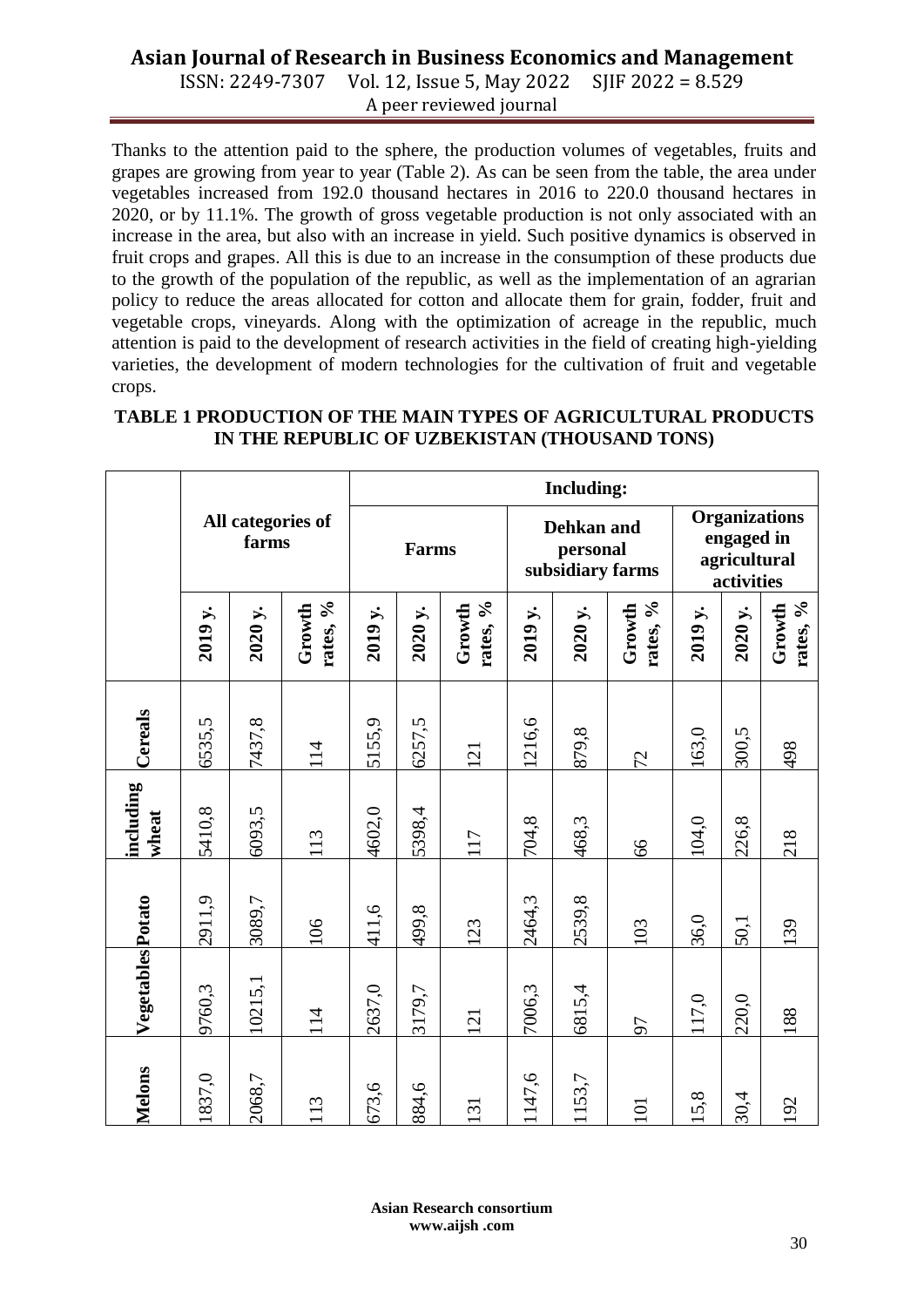Thanks to the attention paid to the sphere, the production volumes of vegetables, fruits and grapes are growing from year to year (Table 2). As can be seen from the table, the area under vegetables increased from 192.0 thousand hectares in 2016 to 220.0 thousand hectares in 2020, or by 11.1%. The growth of gross vegetable production is not only associated with an increase in the area, but also with an increase in yield. Such positive dynamics is observed in fruit crops and grapes. All this is due to an increase in the consumption of these products due to the growth of the population of the republic, as well as the implementation of an agrarian policy to reduce the areas allocated for cotton and allocate them for grain, fodder, fruit and vegetable crops, vineyards. Along with the optimization of acreage in the republic, much attention is paid to the development of research activities in the field of creating high-yielding varieties, the development of modern technologies for the cultivation of fruit and vegetable crops.

**TABLE 1 PRODUCTION OF THE MAIN TYPES OF AGRICULTURAL PRODUCTS IN THE REPUBLIC OF UZBEKISTAN (THOUSAND TONS)**

| | All categories of farms | | | Including: | | | | | | | | |
|---|---|---|---|---|---|---|---|---|---|---|---|---|
| | | | | Farms | | | Dehkan and personal subsidiary farms | | | Organizations engaged in agricultural activities | | |
| | 2019 y. | 2020 y. | Growth rates, % | 2019 y. | 2020 y. | Growth rates, % | 2019 y. | 2020 y. | Growth rates, % | 2019 y. | 2020 y. | Growth rates, % |
| Cereals | 6535,5 | 7437,8 | 114 | 5155,9 | 6257,5 | 121 | 1216,6 | 879,8 | 72 | 163,0 | 300,5 | 498 |
| including wheat | 5410,8 | 6093,5 | 113 | 4602,0 | 5398,4 | 117 | 704,8 | 468,3 | 66 | 104,0 | 226,8 | 218 |
| Potato | 2911,9 | 3089,7 | 106 | 411,6 | 499,8 | 123 | 2464,3 | 2539,8 | 103 | 36,0 | 50,1 | 139 |
| Vegetables | 9760,3 | 10215,1 | 114 | 2637,0 | 3179,7 | 121 | 7006,3 | 6815,4 | 97 | 117,0 | 220,0 | 188 |
| Melons | 1837,0 | 2068,7 | 113 | 673,6 | 884,6 | 131 | 1147,6 | 1153,7 | 101 | 15,8 | 30,4 | 192 |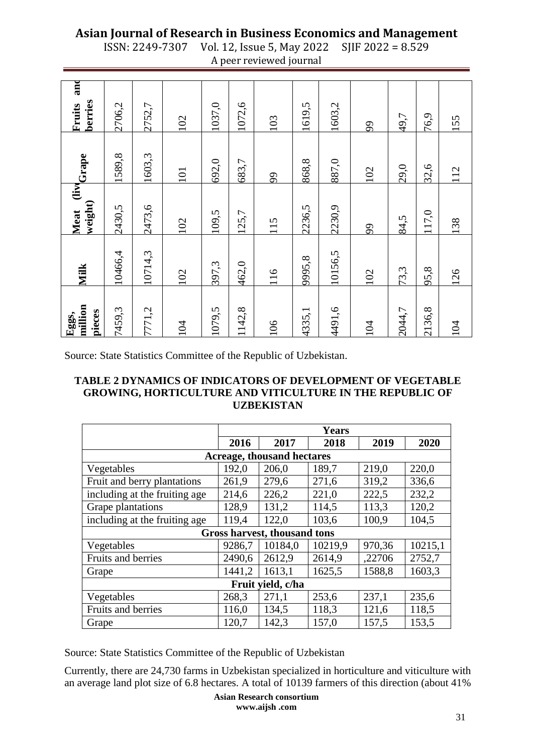| Eggs, million pieces | Milk | Meat (live weight) | Grape | Fruits and berries |
|---|---|---|---|---|
| 7459,3 | 10466,4 | 2430,5 | 1589,8 | 2706,2 |
| 7771,2 | 10714,3 | 2473,6 | 1603,3 | 2752,7 |
| 104 | 102 | 102 | 101 | 102 |
| 1079,5 | 397,3 | 109,5 | 692,0 | 1037,0 |
| 1142,8 | 462,0 | 125,7 | 683,7 | 1072,6 |
| 106 | 116 | 115 | 99 | 103 |
| 4335,1 | 9995,8 | 2236,5 | 868,8 | 1619,5 |
| 4491,6 | 10156,5 | 2230,9 | 887,0 | 1603,2 |
| 104 | 102 | 99 | 102 | 99 |
| 2044,7 | 73,3 | 84,5 | 29,0 | 49,7 |
| 2136,8 | 95,8 | 117,0 | 32,6 | 76,9 |
| 104 | 126 | 138 | 112 | 155 |

Source: State Statistics Committee of the Republic of Uzbekistan.

**TABLE 2 DYNAMICS OF INDICATORS OF DEVELOPMENT OF VEGETABLE GROWING, HORTICULTURE AND VITICULTURE IN THE REPUBLIC OF UZBEKISTAN**

| | Years | | | | |
|---|---|---|---|---|---|
| | **2016** | **2017** | **2018** | **2019** | **2020** |
| **Acreage, thousand hectares** | | | | | |
| Vegetables | 192,0 | 206,0 | 189,7 | 219,0 | 220,0 |
| Fruit and berry plantations | 261,9 | 279,6 | 271,6 | 319,2 | 336,6 |
| including at the fruiting age | 214,6 | 226,2 | 221,0 | 222,5 | 232,2 |
| Grape plantations | 128,9 | 131,2 | 114,5 | 113,3 | 120,2 |
| including at the fruiting age | 119,4 | 122,0 | 103,6 | 100,9 | 104,5 |
| **Gross harvest, thousand tons** | | | | | |
| Vegetables | 9286,7 | 10184,0 | 10219,9 | 970,36 | 10215,1 |
| Fruits and berries | 2490,6 | 2612,9 | 2614,9 | ,22706 | 2752,7 |
| Grape | 1441,2 | 1613,1 | 1625,5 | 1588,8 | 1603,3 |
| **Fruit yield, c/ha** | | | | | |
| Vegetables | 268,3 | 271,1 | 253,6 | 237,1 | 235,6 |
| Fruits and berries | 116,0 | 134,5 | 118,3 | 121,6 | 118,5 |
| Grape | 120,7 | 142,3 | 157,0 | 157,5 | 153,5 |

Source: State Statistics Committee of the Republic of Uzbekistan

Currently, there are 24,730 farms in Uzbekistan specialized in horticulture and viticulture with an average land plot size of 6.8 hectares. A total of 10139 farmers of this direction (about 41%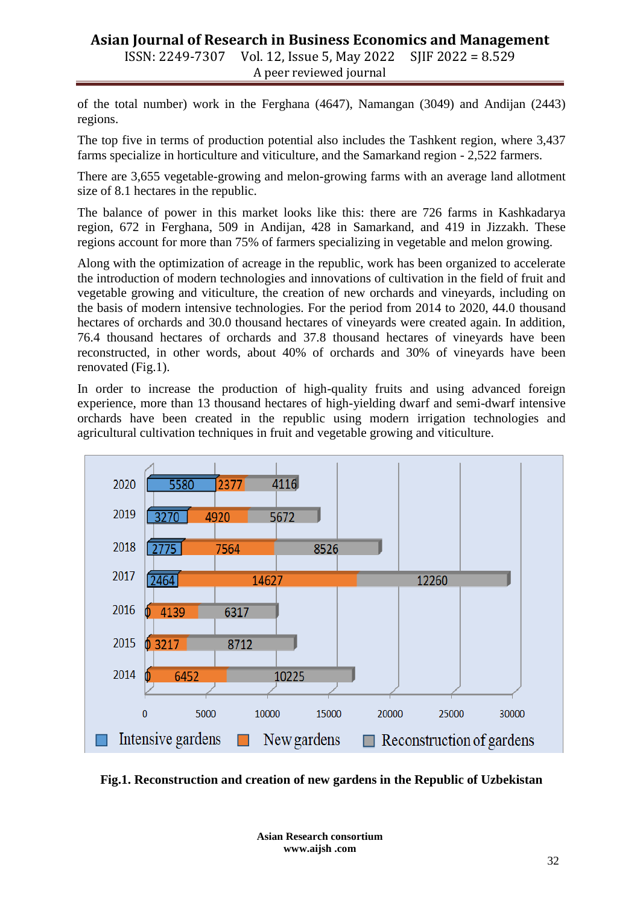of the total number) work in the Ferghana (4647), Namangan (3049) and Andijan (2443) regions.

The top five in terms of production potential also includes the Tashkent region, where 3,437 farms specialize in horticulture and viticulture, and the Samarkand region - 2,522 farmers.

There are 3,655 vegetable-growing and melon-growing farms with an average land allotment size of 8.1 hectares in the republic.

The balance of power in this market looks like this: there are 726 farms in Kashkadarya region, 672 in Ferghana, 509 in Andijan, 428 in Samarkand, and 419 in Jizzakh. These regions account for more than 75% of farmers specializing in vegetable and melon growing.

Along with the optimization of acreage in the republic, work has been organized to accelerate the introduction of modern technologies and innovations of cultivation in the field of fruit and vegetable growing and viticulture, the creation of new orchards and vineyards, including on the basis of modern intensive technologies. For the period from 2014 to 2020, 44.0 thousand hectares of orchards and 30.0 thousand hectares of vineyards were created again. In addition, 76.4 thousand hectares of orchards and 37.8 thousand hectares of vineyards have been reconstructed, in other words, about 40% of orchards and 30% of vineyards have been renovated (Fig.1).

In order to increase the production of high-quality fruits and using advanced foreign experience, more than 13 thousand hectares of high-yielding dwarf and semi-dwarf intensive orchards have been created in the republic using modern irrigation technologies and agricultural cultivation techniques in fruit and vegetable growing and viticulture.

| Year | Intensive gardens | New gardens | Reconstruction of gardens |
|---|---|---|---|
| 2020 | 5580 | 2377 | 4116 |
| 2019 | 3270 | 4920 | 5672 |
| 2018 | 2775 | 7564 | 8526 |
| 2017 | 2464 | 14627 | 12260 |
| 2016 | 0 | 4139 | 6317 |
| 2015 | 0 | 3217 | 8712 |
| 2014 | 0 | 6452 | 10225 |

**Fig.1. Reconstruction and creation of new gardens in the Republic of Uzbekistan**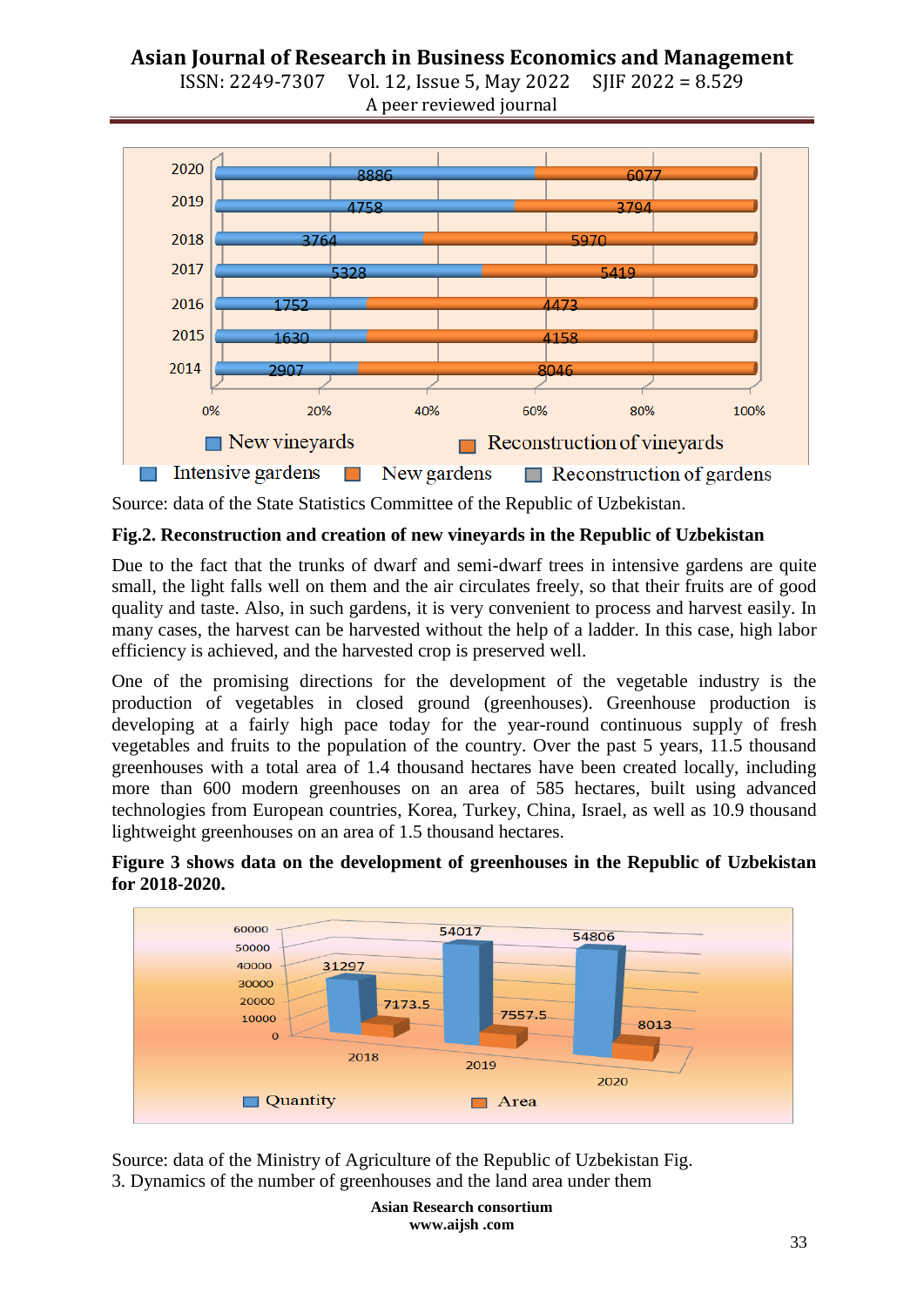Source: data of the State Statistics Committee of the Republic of Uzbekistan.

**Fig.2. Reconstruction and creation of new vineyards in the Republic of Uzbekistan**

Due to the fact that the trunks of dwarf and semi-dwarf trees in intensive gardens are quite small, the light falls well on them and the air circulates freely, so that their fruits are of good quality and taste. Also, in such gardens, it is very convenient to process and harvest easily. In many cases, the harvest can be harvested without the help of a ladder. In this case, high labor efficiency is achieved, and the harvested crop is preserved well.

One of the promising directions for the development of the vegetable industry is the production of vegetables in closed ground (greenhouses). Greenhouse production is developing at a fairly high pace today for the year-round continuous supply of fresh vegetables and fruits to the population of the country. Over the past 5 years, 11.5 thousand greenhouses with a total area of 1.4 thousand hectares have been created locally, including more than 600 modern greenhouses on an area of 585 hectares, built using advanced technologies from European countries, Korea, Turkey, China, Israel, as well as 10.9 thousand lightweight greenhouses on an area of 1.5 thousand hectares.

**Figure 3 shows data on the development of greenhouses in the Republic of Uzbekistan for 2018-2020.**

Source: data of the Ministry of Agriculture of the Republic of Uzbekistan Fig. 3. Dynamics of the number of greenhouses and the land area under them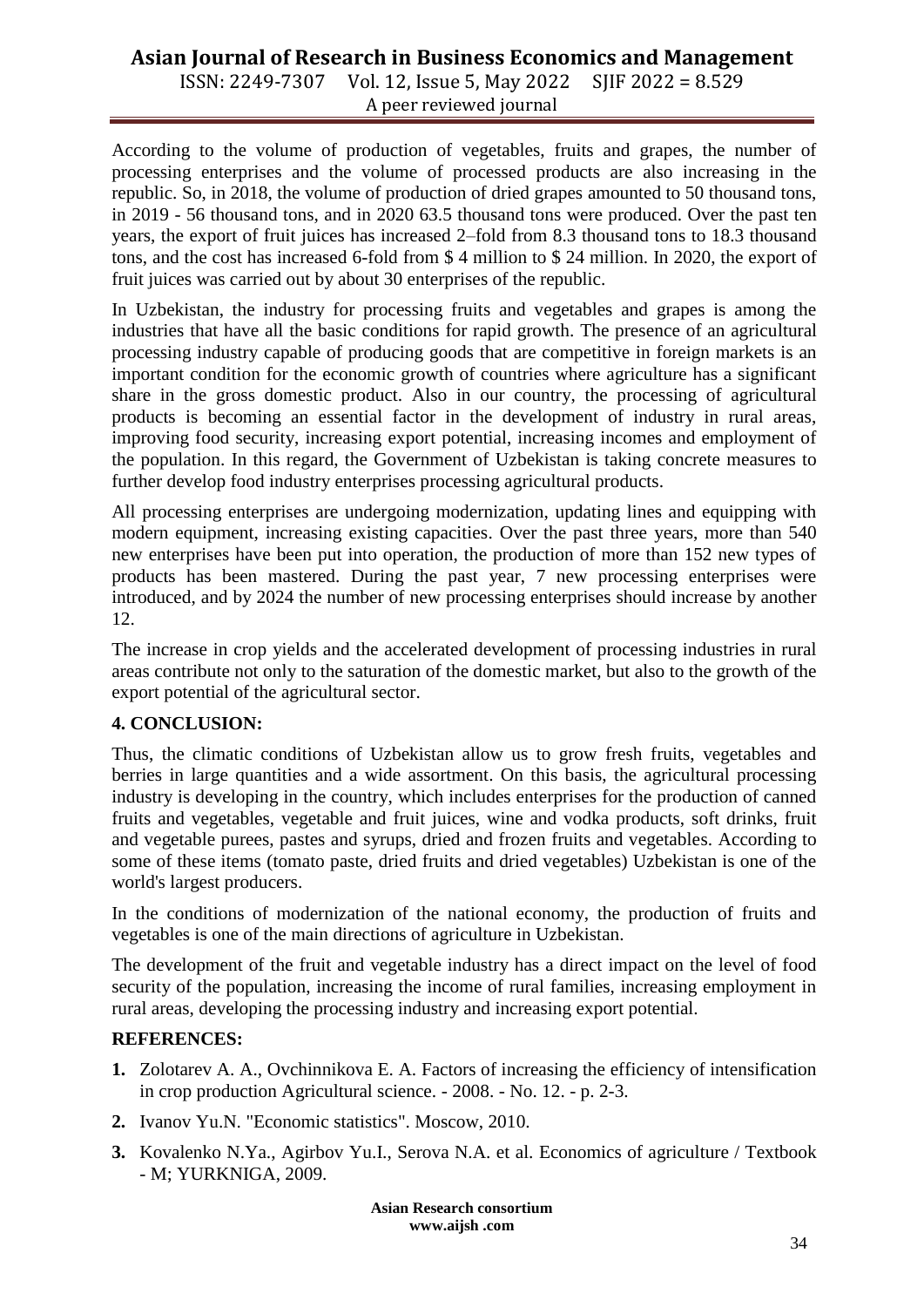According to the volume of production of vegetables, fruits and grapes, the number of processing enterprises and the volume of processed products are also increasing in the republic. So, in 2018, the volume of production of dried grapes amounted to 50 thousand tons, in 2019 - 56 thousand tons, and in 2020 63.5 thousand tons were produced. Over the past ten years, the export of fruit juices has increased 2–fold from 8.3 thousand tons to 18.3 thousand tons, and the cost has increased 6-fold from $ 4 million to $ 24 million. In 2020, the export of fruit juices was carried out by about 30 enterprises of the republic.

In Uzbekistan, the industry for processing fruits and vegetables and grapes is among the industries that have all the basic conditions for rapid growth. The presence of an agricultural processing industry capable of producing goods that are competitive in foreign markets is an important condition for the economic growth of countries where agriculture has a significant share in the gross domestic product. Also in our country, the processing of agricultural products is becoming an essential factor in the development of industry in rural areas, improving food security, increasing export potential, increasing incomes and employment of the population. In this regard, the Government of Uzbekistan is taking concrete measures to further develop food industry enterprises processing agricultural products.

All processing enterprises are undergoing modernization, updating lines and equipping with modern equipment, increasing existing capacities. Over the past three years, more than 540 new enterprises have been put into operation, the production of more than 152 new types of products has been mastered. During the past year, 7 new processing enterprises were introduced, and by 2024 the number of new processing enterprises should increase by another 12.

The increase in crop yields and the accelerated development of processing industries in rural areas contribute not only to the saturation of the domestic market, but also to the growth of the export potential of the agricultural sector.

## 4. CONCLUSION:

Thus, the climatic conditions of Uzbekistan allow us to grow fresh fruits, vegetables and berries in large quantities and a wide assortment. On this basis, the agricultural processing industry is developing in the country, which includes enterprises for the production of canned fruits and vegetables, vegetable and fruit juices, wine and vodka products, soft drinks, fruit and vegetable purees, pastes and syrups, dried and frozen fruits and vegetables. According to some of these items (tomato paste, dried fruits and dried vegetables) Uzbekistan is one of the world's largest producers.

In the conditions of modernization of the national economy, the production of fruits and vegetables is one of the main directions of agriculture in Uzbekistan.

The development of the fruit and vegetable industry has a direct impact on the level of food security of the population, increasing the income of rural families, increasing employment in rural areas, developing the processing industry and increasing export potential.

## REFERENCES:

1. Zolotarev A. A., Ovchinnikova E. A. Factors of increasing the efficiency of intensification in crop production Agricultural science. - 2008. - No. 12. - p. 2-3.
2. Ivanov Yu.N. "Economic statistics". Moscow, 2010.
3. Kovalenko N.Ya., Agirbov Yu.I., Serova N.A. et al. Economics of agriculture / Textbook - M; YURKNIGA, 2009.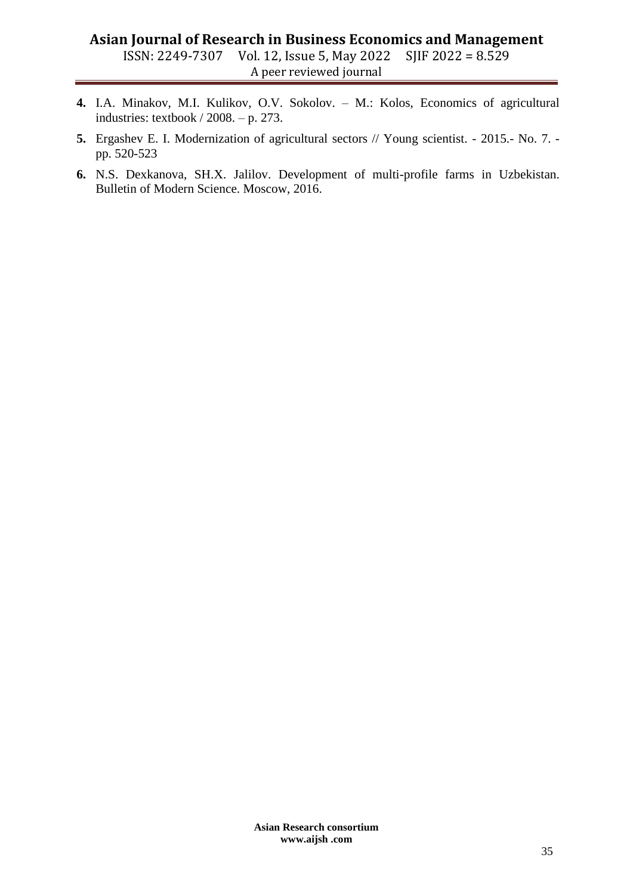4. I.A. Minakov, M.I. Kulikov, O.V. Sokolov. – M.: Kolos, Economics of agricultural industries: textbook / 2008. – p. 273.
5. Ergashev E. I. Modernization of agricultural sectors // Young scientist. - 2015.- No. 7. - pp. 520-523
6. N.S. Dexkanova, SH.X. Jalilov. Development of multi-profile farms in Uzbekistan. Bulletin of Modern Science. Moscow, 2016.